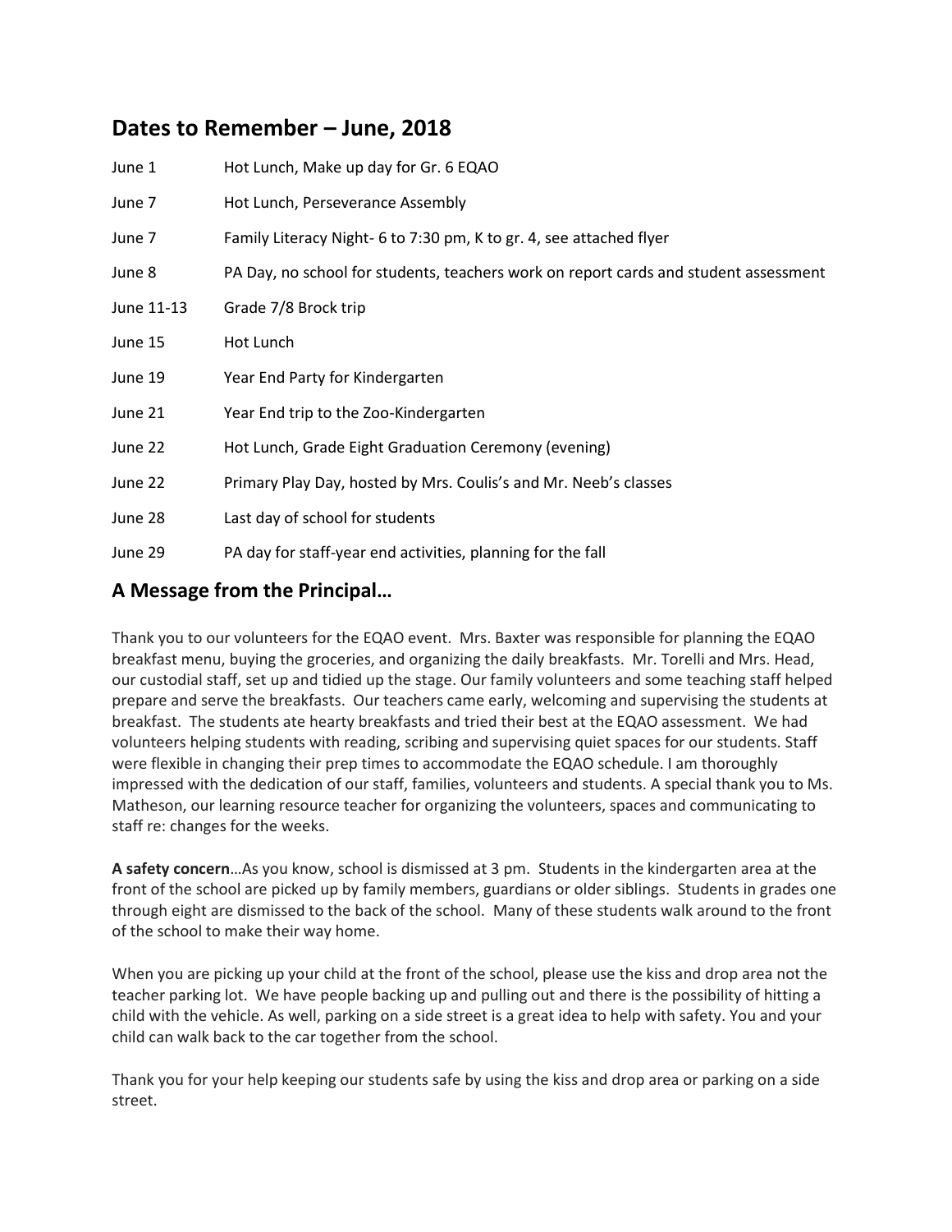## Dates to Remember – June, 2018

| | |
|---|---|
| June 1 | Hot Lunch, Make up day for Gr. 6 EQAO |
| June 7 | Hot Lunch, Perseverance Assembly |
| June 7 | Family Literacy Night- 6 to 7:30 pm, K to gr. 4, see attached flyer |
| June 8 | PA Day, no school for students, teachers work on report cards and student assessment |
| June 11-13 | Grade 7/8 Brock trip |
| June 15 | Hot Lunch |
| June 19 | Year End Party for Kindergarten |
| June 21 | Year End trip to the Zoo-Kindergarten |
| June 22 | Hot Lunch, Grade Eight Graduation Ceremony (evening) |
| June 22 | Primary Play Day, hosted by Mrs. Coulis's and Mr. Neeb's classes |
| June 28 | Last day of school for students |
| June 29 | PA day for staff-year end activities, planning for the fall |

## A Message from the Principal…

Thank you to our volunteers for the EQAO event. Mrs. Baxter was responsible for planning the EQAO breakfast menu, buying the groceries, and organizing the daily breakfasts. Mr. Torelli and Mrs. Head, our custodial staff, set up and tidied up the stage. Our family volunteers and some teaching staff helped prepare and serve the breakfasts. Our teachers came early, welcoming and supervising the students at breakfast. The students ate hearty breakfasts and tried their best at the EQAO assessment. We had volunteers helping students with reading, scribing and supervising quiet spaces for our students. Staff were flexible in changing their prep times to accommodate the EQAO schedule. I am thoroughly impressed with the dedication of our staff, families, volunteers and students. A special thank you to Ms. Matheson, our learning resource teacher for organizing the volunteers, spaces and communicating to staff re: changes for the weeks.

**A safety concern**…As you know, school is dismissed at 3 pm. Students in the kindergarten area at the front of the school are picked up by family members, guardians or older siblings. Students in grades one through eight are dismissed to the back of the school. Many of these students walk around to the front of the school to make their way home.

When you are picking up your child at the front of the school, please use the kiss and drop area not the teacher parking lot. We have people backing up and pulling out and there is the possibility of hitting a child with the vehicle. As well, parking on a side street is a great idea to help with safety. You and your child can walk back to the car together from the school.

Thank you for your help keeping our students safe by using the kiss and drop area or parking on a side street.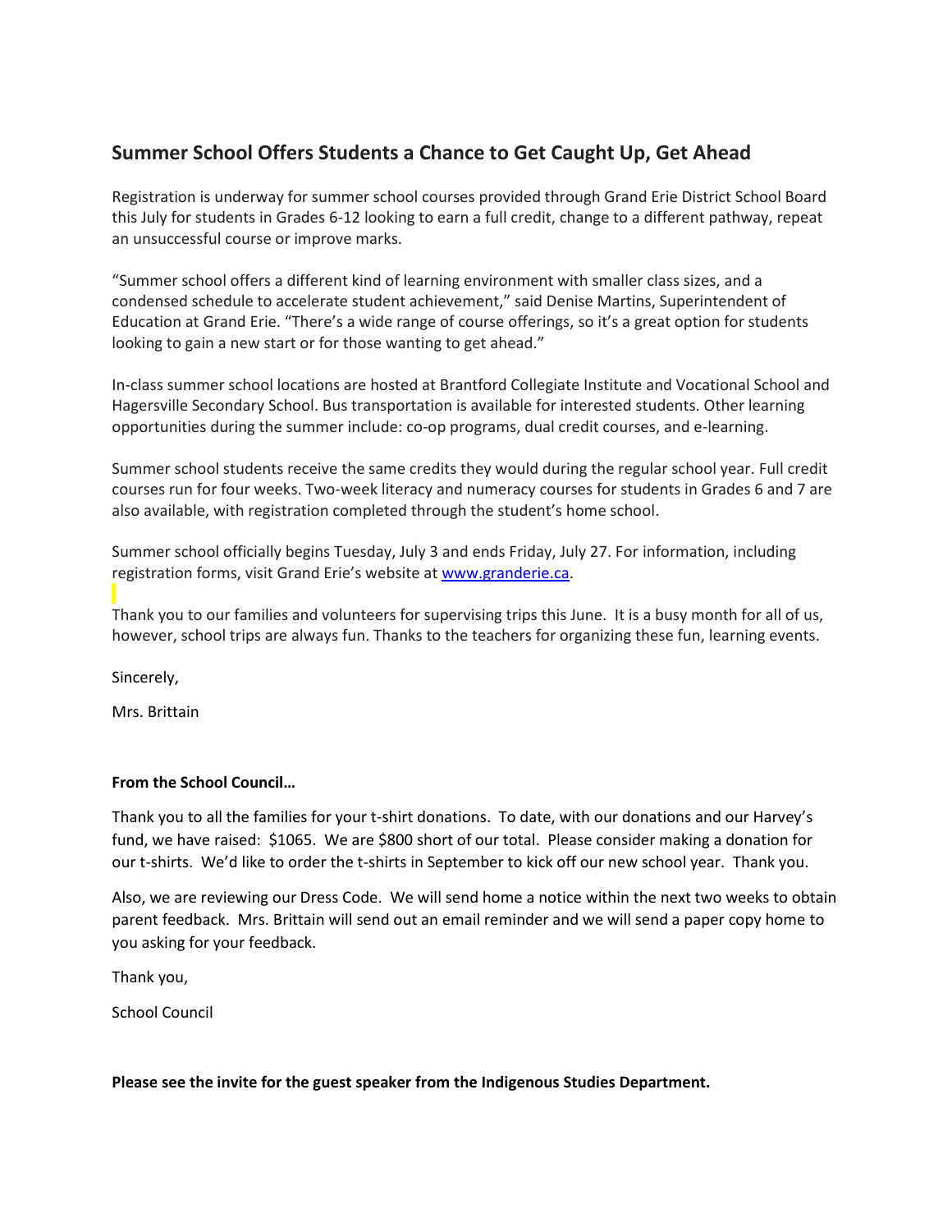## Summer School Offers Students a Chance to Get Caught Up, Get Ahead

Registration is underway for summer school courses provided through Grand Erie District School Board this July for students in Grades 6-12 looking to earn a full credit, change to a different pathway, repeat an unsuccessful course or improve marks.

"Summer school offers a different kind of learning environment with smaller class sizes, and a condensed schedule to accelerate student achievement," said Denise Martins, Superintendent of Education at Grand Erie. "There's a wide range of course offerings, so it's a great option for students looking to gain a new start or for those wanting to get ahead."

In-class summer school locations are hosted at Brantford Collegiate Institute and Vocational School and Hagersville Secondary School. Bus transportation is available for interested students. Other learning opportunities during the summer include: co-op programs, dual credit courses, and e-learning.

Summer school students receive the same credits they would during the regular school year. Full credit courses run for four weeks. Two-week literacy and numeracy courses for students in Grades 6 and 7 are also available, with registration completed through the student's home school.

Summer school officially begins Tuesday, July 3 and ends Friday, July 27. For information, including registration forms, visit Grand Erie's website at [www.granderie.ca](http://www.granderie.ca).

Thank you to our families and volunteers for supervising trips this June. It is a busy month for all of us, however, school trips are always fun. Thanks to the teachers for organizing these fun, learning events.

Sincerely,

Mrs. Brittain

**From the School Council…**

Thank you to all the families for your t-shirt donations. To date, with our donations and our Harvey's fund, we have raised: $1065. We are $800 short of our total. Please consider making a donation for our t-shirts. We'd like to order the t-shirts in September to kick off our new school year. Thank you.

Also, we are reviewing our Dress Code. We will send home a notice within the next two weeks to obtain parent feedback. Mrs. Brittain will send out an email reminder and we will send a paper copy home to you asking for your feedback.

Thank you,

School Council

**Please see the invite for the guest speaker from the Indigenous Studies Department.**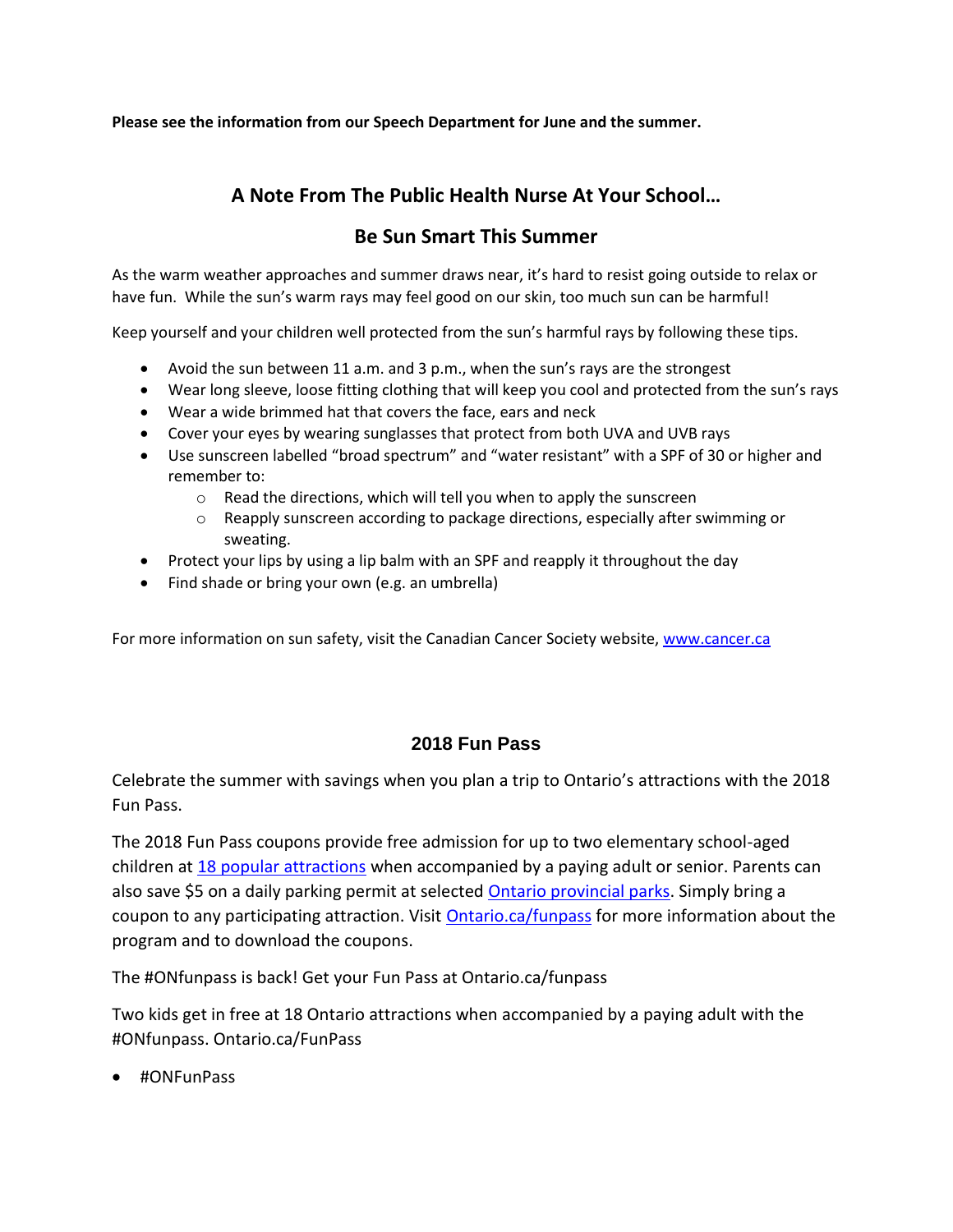**Please see the information from our Speech Department for June and the summer.**

## A Note From The Public Health Nurse At Your School…

## Be Sun Smart This Summer

As the warm weather approaches and summer draws near, it's hard to resist going outside to relax or have fun. While the sun's warm rays may feel good on our skin, too much sun can be harmful!

Keep yourself and your children well protected from the sun's harmful rays by following these tips.

- Avoid the sun between 11 a.m. and 3 p.m., when the sun's rays are the strongest
- Wear long sleeve, loose fitting clothing that will keep you cool and protected from the sun's rays
- Wear a wide brimmed hat that covers the face, ears and neck
- Cover your eyes by wearing sunglasses that protect from both UVA and UVB rays
- Use sunscreen labelled "broad spectrum" and "water resistant" with a SPF of 30 or higher and remember to:
  - Read the directions, which will tell you when to apply the sunscreen
  - Reapply sunscreen according to package directions, especially after swimming or sweating.
- Protect your lips by using a lip balm with an SPF and reapply it throughout the day
- Find shade or bring your own (e.g. an umbrella)

For more information on sun safety, visit the Canadian Cancer Society website, [www.cancer.ca](http://www.cancer.ca)

## 2018 Fun Pass

Celebrate the summer with savings when you plan a trip to Ontario's attractions with the 2018 Fun Pass.

The 2018 Fun Pass coupons provide free admission for up to two elementary school-aged children at 18 popular attractions when accompanied by a paying adult or senior. Parents can also save $5 on a daily parking permit at selected Ontario provincial parks. Simply bring a coupon to any participating attraction. Visit Ontario.ca/funpass for more information about the program and to download the coupons.

The #ONfunpass is back! Get your Fun Pass at Ontario.ca/funpass

Two kids get in free at 18 Ontario attractions when accompanied by a paying adult with the #ONfunpass. Ontario.ca/FunPass

- #ONFunPass